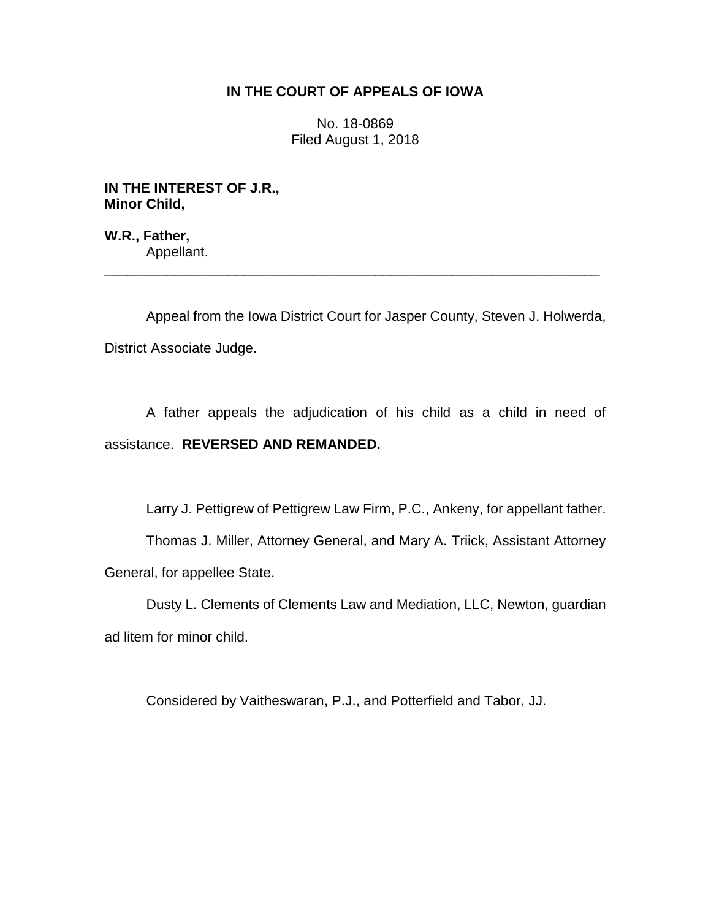**IN THE COURT OF APPEALS OF IOWA**

No. 18-0869
Filed August 1, 2018

**IN THE INTEREST OF J.R.,**
**Minor Child,**

**W.R., Father,**
Appellant.

---

Appeal from the Iowa District Court for Jasper County, Steven J. Holwerda, District Associate Judge.

A father appeals the adjudication of his child as a child in need of assistance. **REVERSED AND REMANDED.**

Larry J. Pettigrew of Pettigrew Law Firm, P.C., Ankeny, for appellant father.

Thomas J. Miller, Attorney General, and Mary A. Triick, Assistant Attorney General, for appellee State.

Dusty L. Clements of Clements Law and Mediation, LLC, Newton, guardian ad litem for minor child.

Considered by Vaitheswaran, P.J., and Potterfield and Tabor, JJ.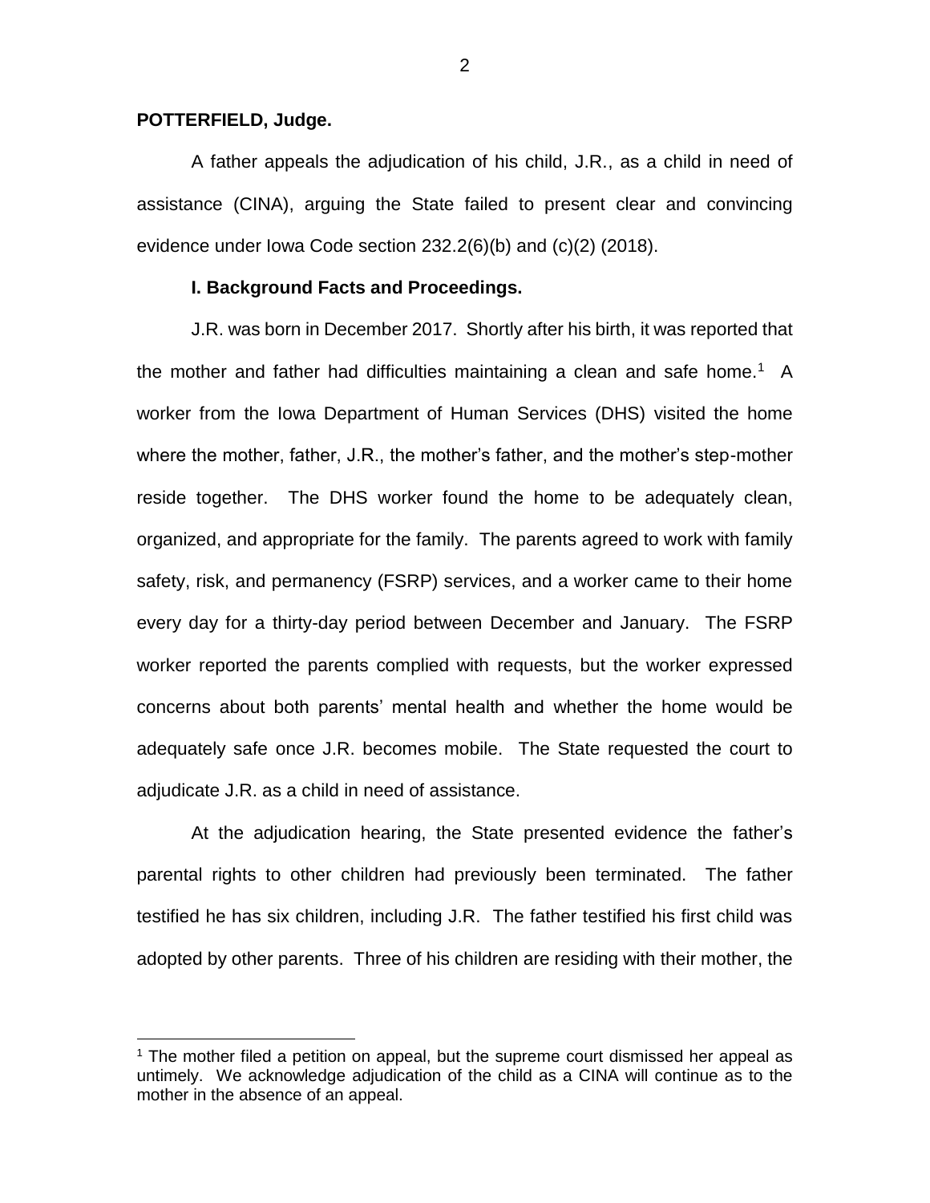**POTTERFIELD, Judge.**

A father appeals the adjudication of his child, J.R., as a child in need of assistance (CINA), arguing the State failed to present clear and convincing evidence under Iowa Code section 232.2(6)(b) and (c)(2) (2018).

**I. Background Facts and Proceedings.**

J.R. was born in December 2017. Shortly after his birth, it was reported that the mother and father had difficulties maintaining a clean and safe home.[1] A worker from the Iowa Department of Human Services (DHS) visited the home where the mother, father, J.R., the mother's father, and the mother's step-mother reside together. The DHS worker found the home to be adequately clean, organized, and appropriate for the family. The parents agreed to work with family safety, risk, and permanency (FSRP) services, and a worker came to their home every day for a thirty-day period between December and January. The FSRP worker reported the parents complied with requests, but the worker expressed concerns about both parents' mental health and whether the home would be adequately safe once J.R. becomes mobile. The State requested the court to adjudicate J.R. as a child in need of assistance.

At the adjudication hearing, the State presented evidence the father's parental rights to other children had previously been terminated. The father testified he has six children, including J.R. The father testified his first child was adopted by other parents. Three of his children are residing with their mother, the

[1] The mother filed a petition on appeal, but the supreme court dismissed her appeal as untimely. We acknowledge adjudication of the child as a CINA will continue as to the mother in the absence of an appeal.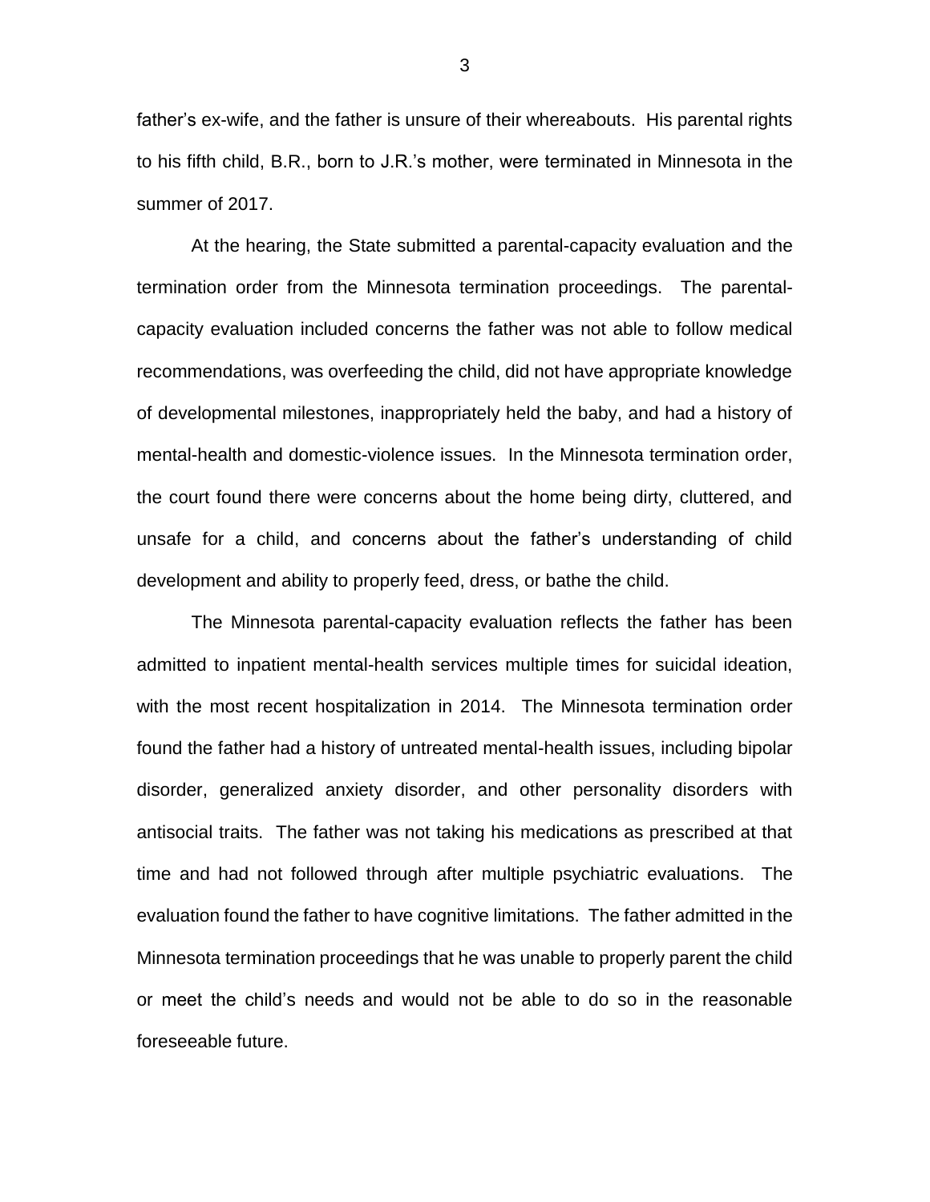father's ex-wife, and the father is unsure of their whereabouts. His parental rights to his fifth child, B.R., born to J.R.'s mother, were terminated in Minnesota in the summer of 2017.

At the hearing, the State submitted a parental-capacity evaluation and the termination order from the Minnesota termination proceedings. The parental-capacity evaluation included concerns the father was not able to follow medical recommendations, was overfeeding the child, did not have appropriate knowledge of developmental milestones, inappropriately held the baby, and had a history of mental-health and domestic-violence issues. In the Minnesota termination order, the court found there were concerns about the home being dirty, cluttered, and unsafe for a child, and concerns about the father's understanding of child development and ability to properly feed, dress, or bathe the child.

The Minnesota parental-capacity evaluation reflects the father has been admitted to inpatient mental-health services multiple times for suicidal ideation, with the most recent hospitalization in 2014. The Minnesota termination order found the father had a history of untreated mental-health issues, including bipolar disorder, generalized anxiety disorder, and other personality disorders with antisocial traits. The father was not taking his medications as prescribed at that time and had not followed through after multiple psychiatric evaluations. The evaluation found the father to have cognitive limitations. The father admitted in the Minnesota termination proceedings that he was unable to properly parent the child or meet the child's needs and would not be able to do so in the reasonable foreseeable future.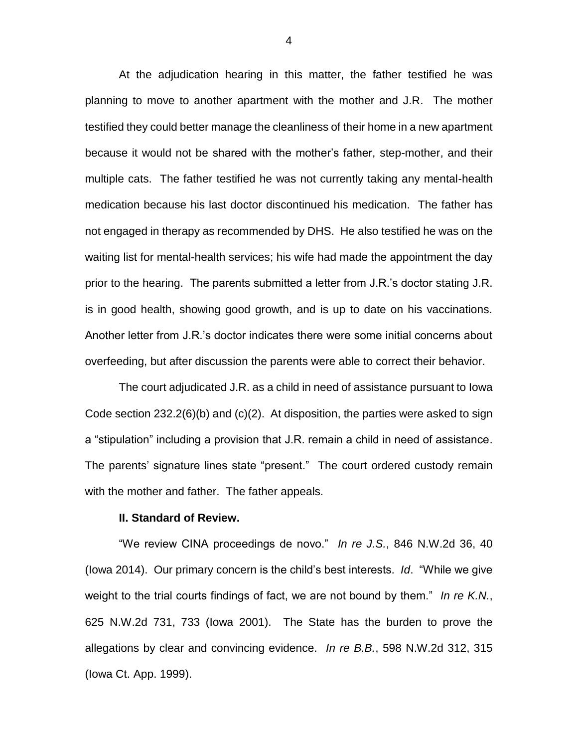At the adjudication hearing in this matter, the father testified he was planning to move to another apartment with the mother and J.R. The mother testified they could better manage the cleanliness of their home in a new apartment because it would not be shared with the mother's father, step-mother, and their multiple cats. The father testified he was not currently taking any mental-health medication because his last doctor discontinued his medication. The father has not engaged in therapy as recommended by DHS. He also testified he was on the waiting list for mental-health services; his wife had made the appointment the day prior to the hearing. The parents submitted a letter from J.R.'s doctor stating J.R. is in good health, showing good growth, and is up to date on his vaccinations. Another letter from J.R.'s doctor indicates there were some initial concerns about overfeeding, but after discussion the parents were able to correct their behavior.

The court adjudicated J.R. as a child in need of assistance pursuant to Iowa Code section 232.2(6)(b) and (c)(2). At disposition, the parties were asked to sign a "stipulation" including a provision that J.R. remain a child in need of assistance. The parents' signature lines state "present." The court ordered custody remain with the mother and father. The father appeals.

**II. Standard of Review.**

"We review CINA proceedings de novo." *In re J.S.*, 846 N.W.2d 36, 40 (Iowa 2014). Our primary concern is the child's best interests. *Id*. "While we give weight to the trial courts findings of fact, we are not bound by them." *In re K.N.*, 625 N.W.2d 731, 733 (Iowa 2001). The State has the burden to prove the allegations by clear and convincing evidence. *In re B.B.*, 598 N.W.2d 312, 315 (Iowa Ct. App. 1999).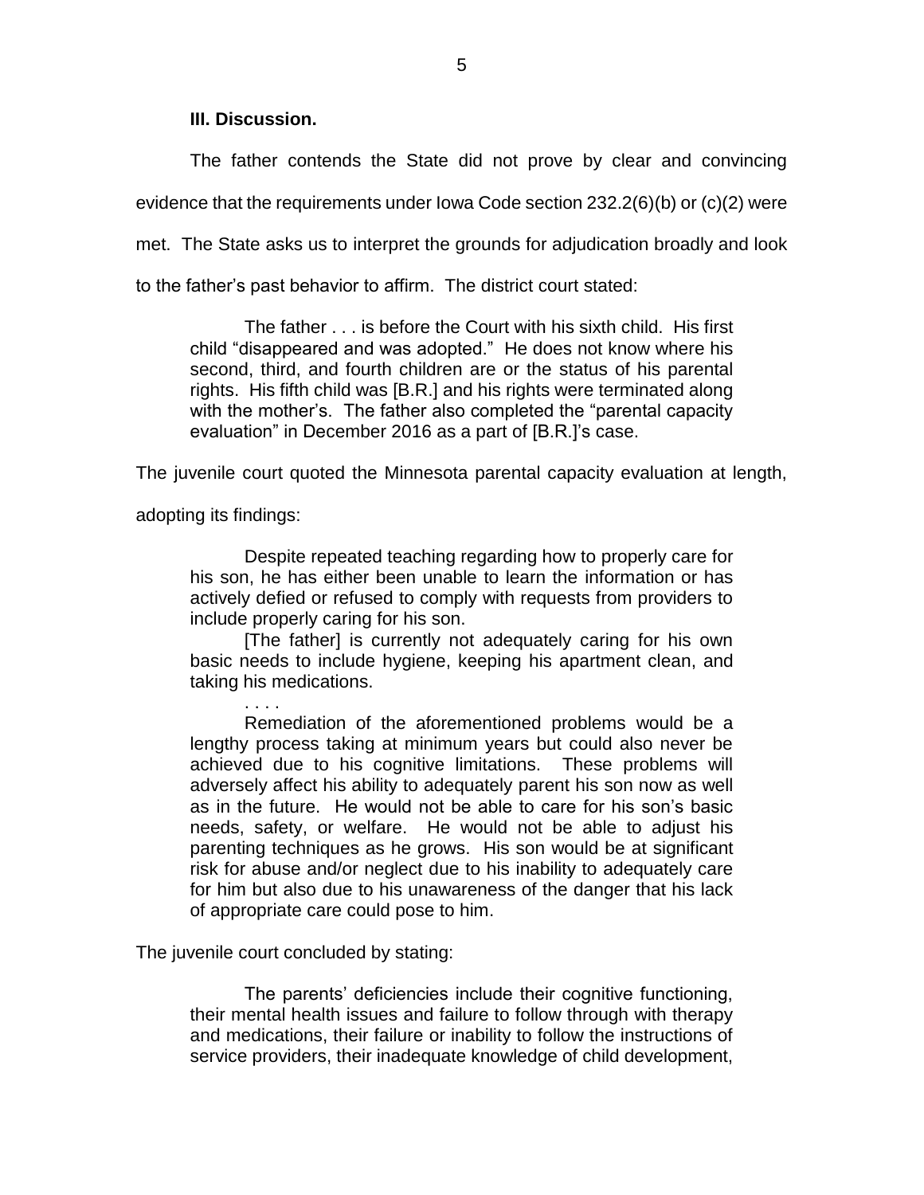### III. Discussion.

The father contends the State did not prove by clear and convincing evidence that the requirements under Iowa Code section 232.2(6)(b) or (c)(2) were met. The State asks us to interpret the grounds for adjudication broadly and look to the father's past behavior to affirm. The district court stated:

> The father . . . is before the Court with his sixth child. His first child "disappeared and was adopted." He does not know where his second, third, and fourth children are or the status of his parental rights. His fifth child was [B.R.] and his rights were terminated along with the mother's. The father also completed the "parental capacity evaluation" in December 2016 as a part of [B.R.]'s case.

The juvenile court quoted the Minnesota parental capacity evaluation at length, adopting its findings:

> Despite repeated teaching regarding how to properly care for his son, he has either been unable to learn the information or has actively defied or refused to comply with requests from providers to include properly caring for his son.
>
> [The father] is currently not adequately caring for his own basic needs to include hygiene, keeping his apartment clean, and taking his medications.
>
> . . . .
>
> Remediation of the aforementioned problems would be a lengthy process taking at minimum years but could also never be achieved due to his cognitive limitations. These problems will adversely affect his ability to adequately parent his son now as well as in the future. He would not be able to care for his son's basic needs, safety, or welfare. He would not be able to adjust his parenting techniques as he grows. His son would be at significant risk for abuse and/or neglect due to his inability to adequately care for him but also due to his unawareness of the danger that his lack of appropriate care could pose to him.

The juvenile court concluded by stating:

> The parents' deficiencies include their cognitive functioning, their mental health issues and failure to follow through with therapy and medications, their failure or inability to follow the instructions of service providers, their inadequate knowledge of child development,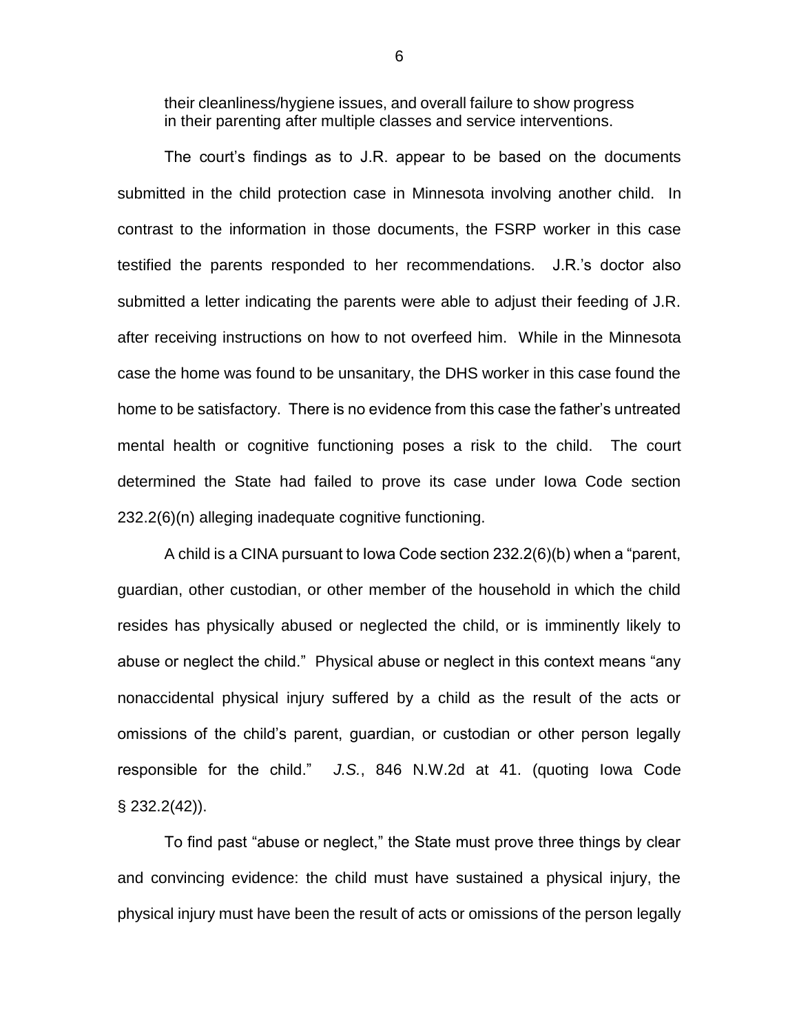their cleanliness/hygiene issues, and overall failure to show progress in their parenting after multiple classes and service interventions.

The court's findings as to J.R. appear to be based on the documents submitted in the child protection case in Minnesota involving another child. In contrast to the information in those documents, the FSRP worker in this case testified the parents responded to her recommendations. J.R.'s doctor also submitted a letter indicating the parents were able to adjust their feeding of J.R. after receiving instructions on how to not overfeed him. While in the Minnesota case the home was found to be unsanitary, the DHS worker in this case found the home to be satisfactory. There is no evidence from this case the father's untreated mental health or cognitive functioning poses a risk to the child. The court determined the State had failed to prove its case under Iowa Code section 232.2(6)(n) alleging inadequate cognitive functioning.

A child is a CINA pursuant to Iowa Code section 232.2(6)(b) when a "parent, guardian, other custodian, or other member of the household in which the child resides has physically abused or neglected the child, or is imminently likely to abuse or neglect the child." Physical abuse or neglect in this context means "any nonaccidental physical injury suffered by a child as the result of the acts or omissions of the child's parent, guardian, or custodian or other person legally responsible for the child." *J.S.*, 846 N.W.2d at 41. (quoting Iowa Code § 232.2(42)).

To find past "abuse or neglect," the State must prove three things by clear and convincing evidence: the child must have sustained a physical injury, the physical injury must have been the result of acts or omissions of the person legally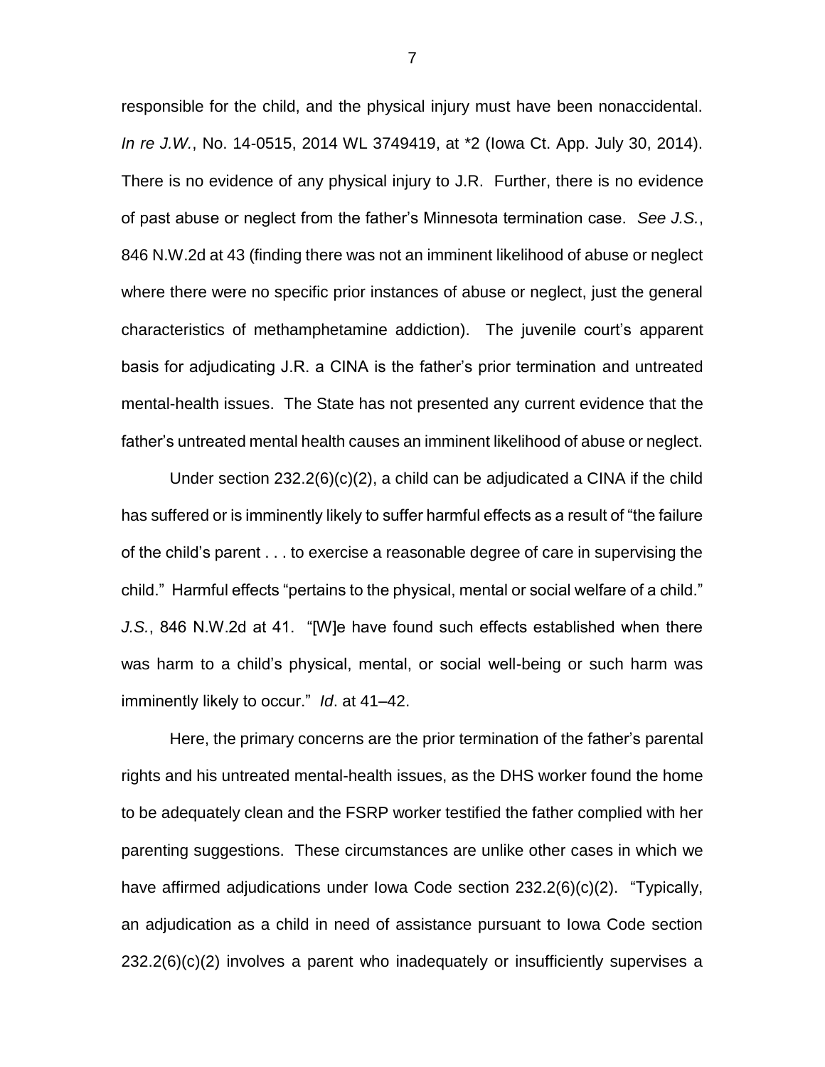responsible for the child, and the physical injury must have been nonaccidental. *In re J.W.*, No. 14-0515, 2014 WL 3749419, at *2 (Iowa Ct. App. July 30, 2014). There is no evidence of any physical injury to J.R. Further, there is no evidence of past abuse or neglect from the father's Minnesota termination case. *See J.S.*, 846 N.W.2d at 43 (finding there was not an imminent likelihood of abuse or neglect where there were no specific prior instances of abuse or neglect, just the general characteristics of methamphetamine addiction). The juvenile court's apparent basis for adjudicating J.R. a CINA is the father's prior termination and untreated mental-health issues. The State has not presented any current evidence that the father's untreated mental health causes an imminent likelihood of abuse or neglect.

Under section 232.2(6)(c)(2), a child can be adjudicated a CINA if the child has suffered or is imminently likely to suffer harmful effects as a result of "the failure of the child's parent . . . to exercise a reasonable degree of care in supervising the child." Harmful effects "pertains to the physical, mental or social welfare of a child." *J.S.*, 846 N.W.2d at 41. "[W]e have found such effects established when there was harm to a child's physical, mental, or social well-being or such harm was imminently likely to occur." *Id*. at 41–42.

Here, the primary concerns are the prior termination of the father's parental rights and his untreated mental-health issues, as the DHS worker found the home to be adequately clean and the FSRP worker testified the father complied with her parenting suggestions. These circumstances are unlike other cases in which we have affirmed adjudications under Iowa Code section 232.2(6)(c)(2). "Typically, an adjudication as a child in need of assistance pursuant to Iowa Code section 232.2(6)(c)(2) involves a parent who inadequately or insufficiently supervises a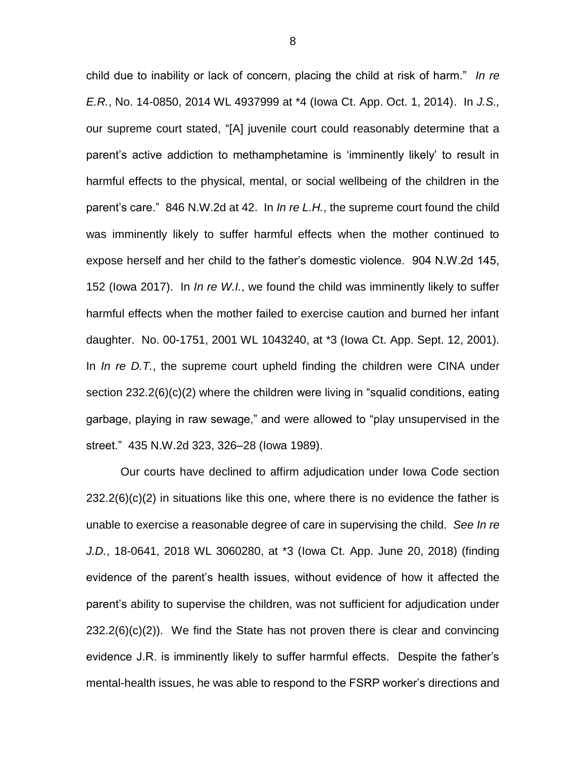child due to inability or lack of concern, placing the child at risk of harm." *In re E.R.*, No. 14-0850, 2014 WL 4937999 at *4 (Iowa Ct. App. Oct. 1, 2014). In *J.S.,* our supreme court stated, "[A] juvenile court could reasonably determine that a parent's active addiction to methamphetamine is 'imminently likely' to result in harmful effects to the physical, mental, or social wellbeing of the children in the parent's care." 846 N.W.2d at 42. In *In re L.H.*, the supreme court found the child was imminently likely to suffer harmful effects when the mother continued to expose herself and her child to the father's domestic violence. 904 N.W.2d 145, 152 (Iowa 2017). In *In re W.I.*, we found the child was imminently likely to suffer harmful effects when the mother failed to exercise caution and burned her infant daughter. No. 00-1751, 2001 WL 1043240, at *3 (Iowa Ct. App. Sept. 12, 2001). In *In re D.T.*, the supreme court upheld finding the children were CINA under section 232.2(6)(c)(2) where the children were living in "squalid conditions, eating garbage, playing in raw sewage," and were allowed to "play unsupervised in the street." 435 N.W.2d 323, 326–28 (Iowa 1989).

Our courts have declined to affirm adjudication under Iowa Code section 232.2(6)(c)(2) in situations like this one, where there is no evidence the father is unable to exercise a reasonable degree of care in supervising the child. *See In re J.D.*, 18-0641, 2018 WL 3060280, at *3 (Iowa Ct. App. June 20, 2018) (finding evidence of the parent's health issues, without evidence of how it affected the parent's ability to supervise the children, was not sufficient for adjudication under 232.2(6)(c)(2)). We find the State has not proven there is clear and convincing evidence J.R. is imminently likely to suffer harmful effects. Despite the father's mental-health issues, he was able to respond to the FSRP worker's directions and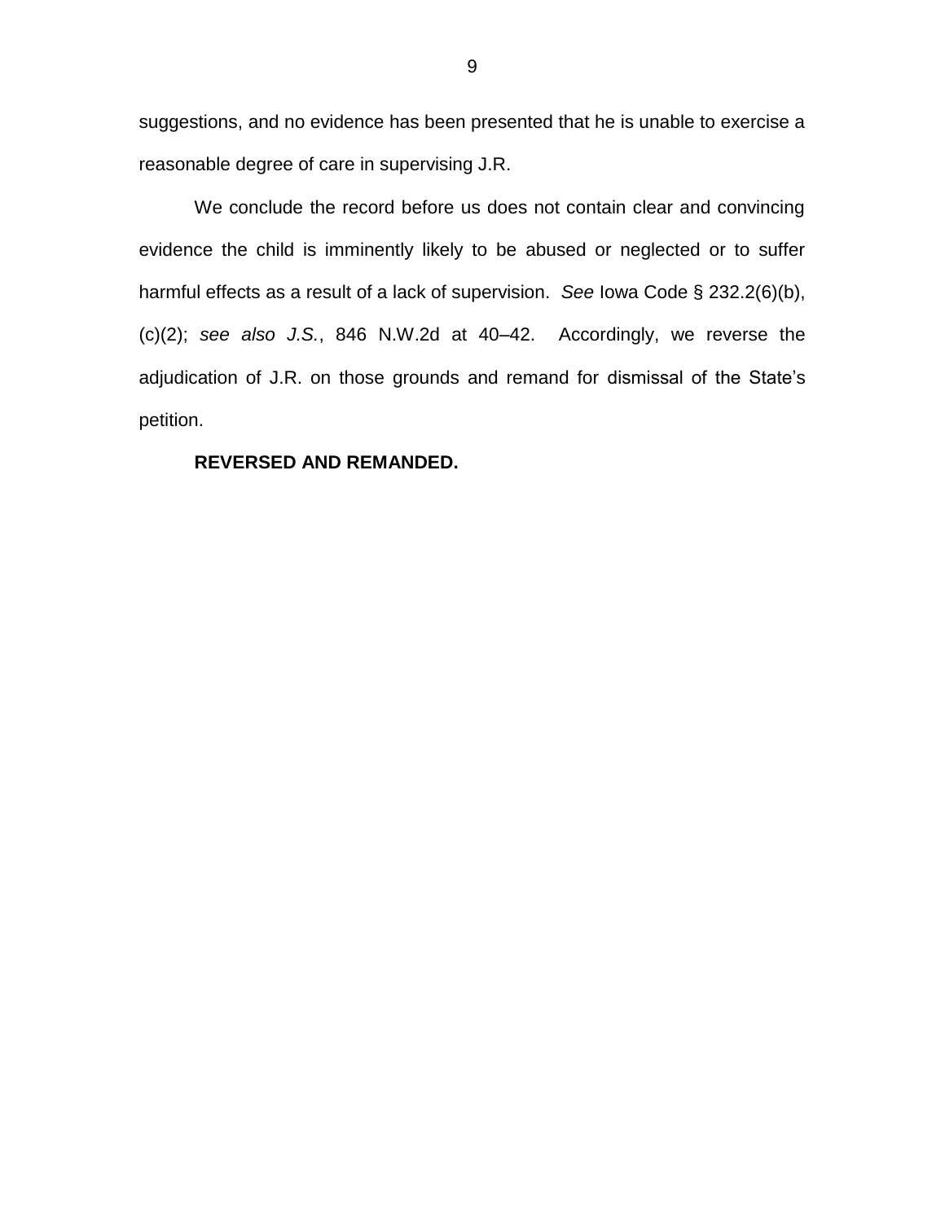suggestions, and no evidence has been presented that he is unable to exercise a reasonable degree of care in supervising J.R.

We conclude the record before us does not contain clear and convincing evidence the child is imminently likely to be abused or neglected or to suffer harmful effects as a result of a lack of supervision. *See* Iowa Code § 232.2(6)(b), (c)(2); *see also J.S.*, 846 N.W.2d at 40–42. Accordingly, we reverse the adjudication of J.R. on those grounds and remand for dismissal of the State's petition.

**REVERSED AND REMANDED.**